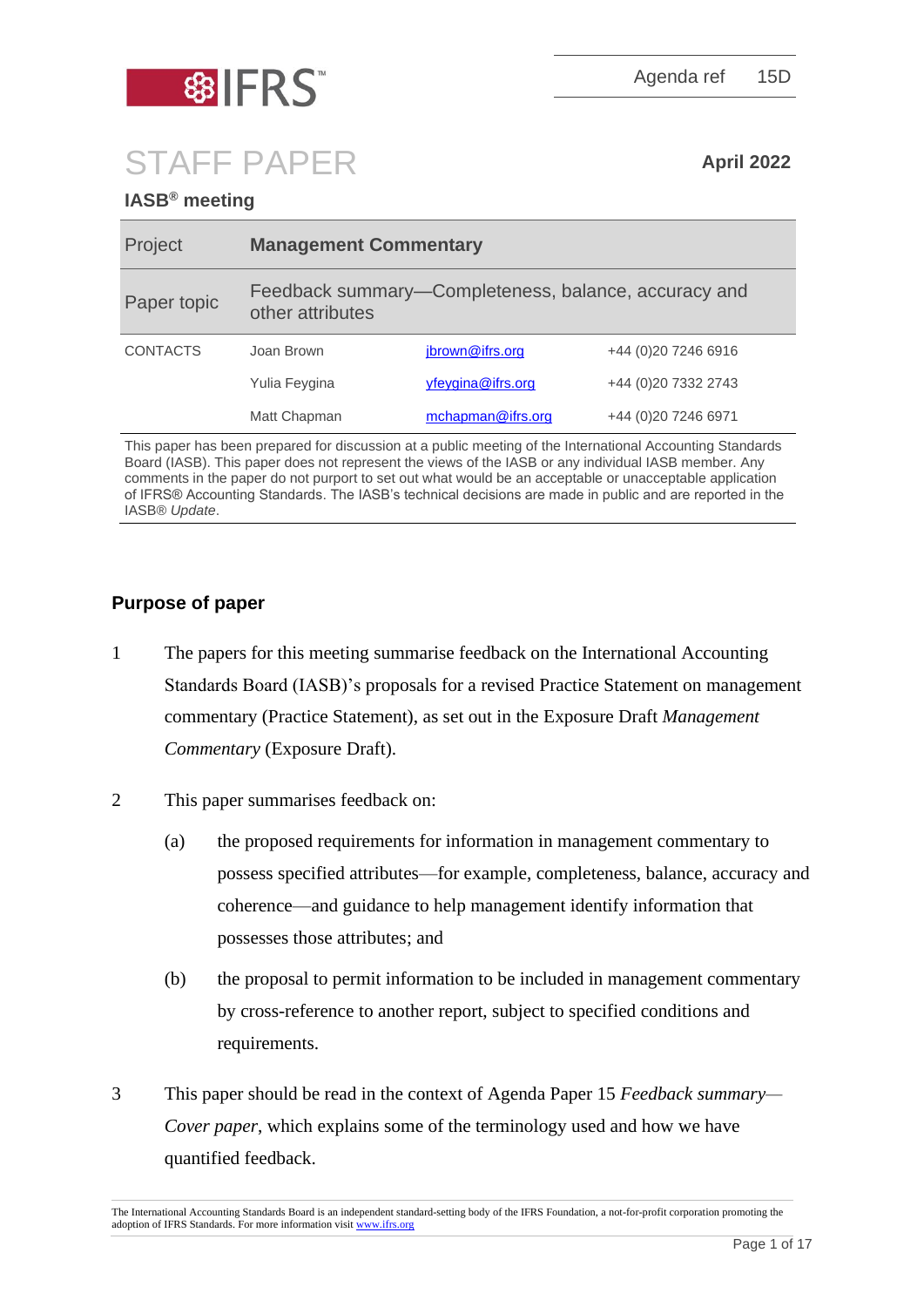IFRS

Agenda ref 15D

# STAFF PAPER

**April 2022**

**IASB® meeting**

| Project | **Management Commentary** | | |
|---|---|---|---|
| Paper topic | Feedback summary—Completeness, balance, accuracy and other attributes | | |
| CONTACTS | Joan Brown | jbrown@ifrs.org | +44 (0)20 7246 6916 |
| | Yulia Feygina | yfeygina@ifrs.org | +44 (0)20 7332 2743 |
| | Matt Chapman | mchapman@ifrs.org | +44 (0)20 7246 6971 |

This paper has been prepared for discussion at a public meeting of the International Accounting Standards Board (IASB). This paper does not represent the views of the IASB or any individual IASB member. Any comments in the paper do not purport to set out what would be an acceptable or unacceptable application of IFRS® Accounting Standards. The IASB's technical decisions are made in public and are reported in the IASB® *Update*.

## Purpose of paper

1 The papers for this meeting summarise feedback on the International Accounting Standards Board (IASB)'s proposals for a revised Practice Statement on management commentary (Practice Statement), as set out in the Exposure Draft *Management Commentary* (Exposure Draft).

2 This paper summarises feedback on:

(a) the proposed requirements for information in management commentary to possess specified attributes—for example, completeness, balance, accuracy and coherence—and guidance to help management identify information that possesses those attributes; and

(b) the proposal to permit information to be included in management commentary by cross-reference to another report, subject to specified conditions and requirements.

3 This paper should be read in the context of Agenda Paper 15 *Feedback summary—Cover paper*, which explains some of the terminology used and how we have quantified feedback.

The International Accounting Standards Board is an independent standard-setting body of the IFRS Foundation, a not-for-profit corporation promoting the adoption of IFRS Standards. For more information visit www.ifrs.org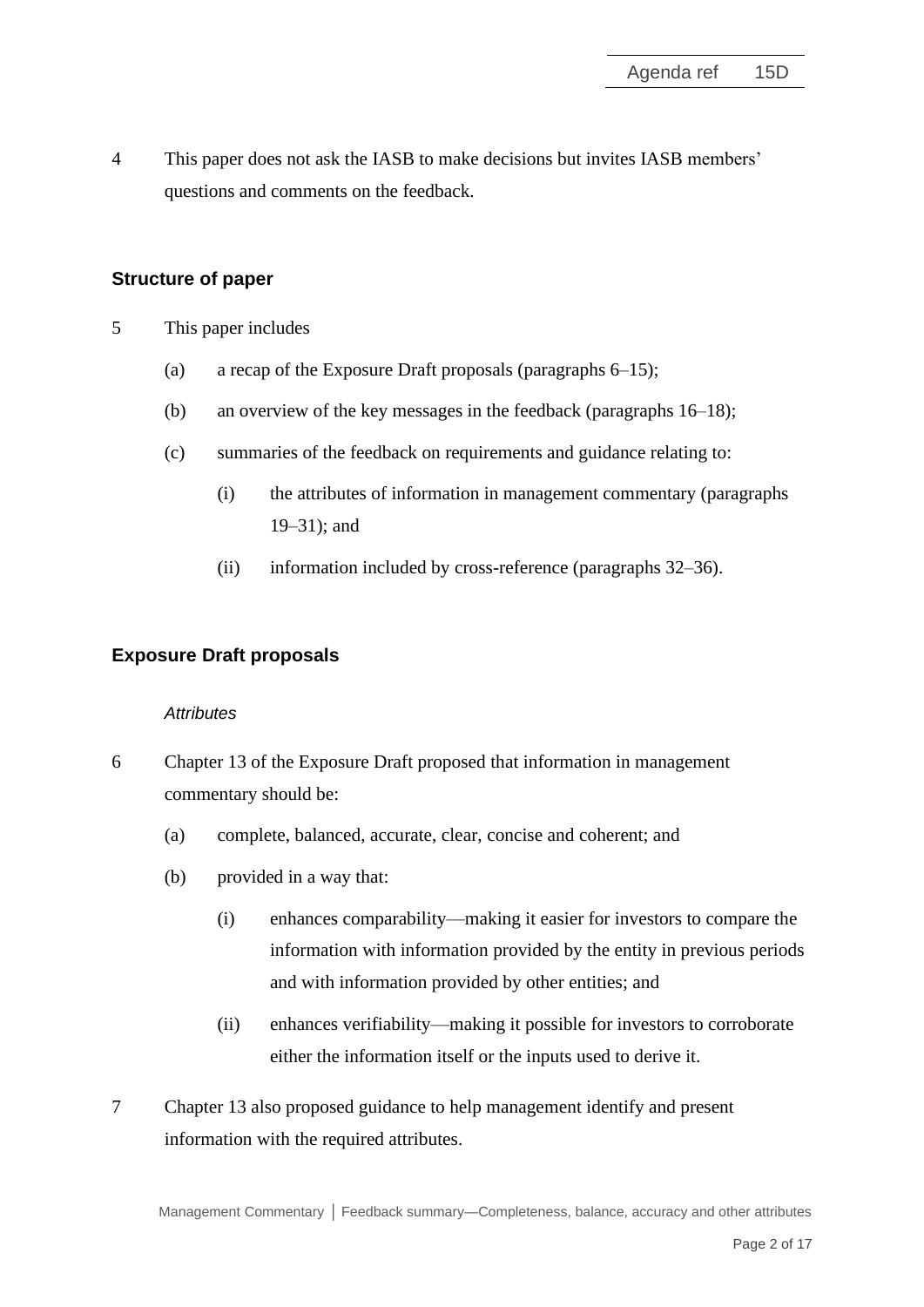4 This paper does not ask the IASB to make decisions but invites IASB members' questions and comments on the feedback.

## Structure of paper

5 This paper includes

(a) a recap of the Exposure Draft proposals (paragraphs 6–15);

(b) an overview of the key messages in the feedback (paragraphs 16–18);

(c) summaries of the feedback on requirements and guidance relating to:

(i) the attributes of information in management commentary (paragraphs 19–31); and

(ii) information included by cross-reference (paragraphs 32–36).

## Exposure Draft proposals

### *Attributes*

6 Chapter 13 of the Exposure Draft proposed that information in management commentary should be:

(a) complete, balanced, accurate, clear, concise and coherent; and

(b) provided in a way that:

(i) enhances comparability—making it easier for investors to compare the information with information provided by the entity in previous periods and with information provided by other entities; and

(ii) enhances verifiability—making it possible for investors to corroborate either the information itself or the inputs used to derive it.

7 Chapter 13 also proposed guidance to help management identify and present information with the required attributes.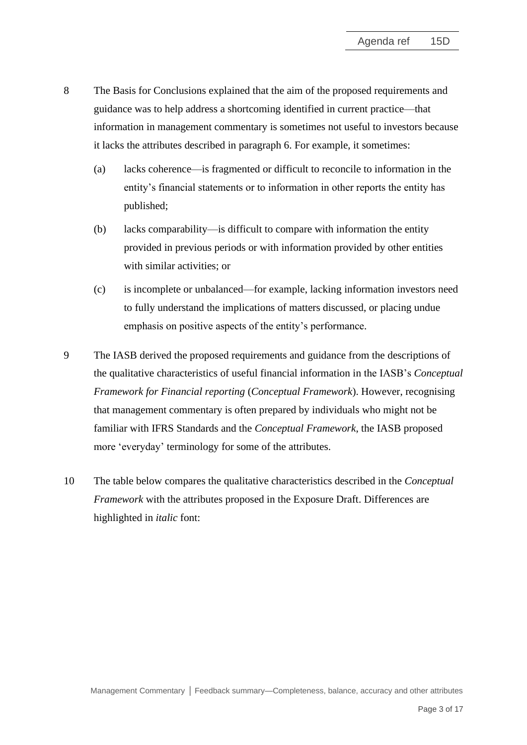8 The Basis for Conclusions explained that the aim of the proposed requirements and guidance was to help address a shortcoming identified in current practice—that information in management commentary is sometimes not useful to investors because it lacks the attributes described in paragraph 6. For example, it sometimes:

(a) lacks coherence—is fragmented or difficult to reconcile to information in the entity's financial statements or to information in other reports the entity has published;

(b) lacks comparability—is difficult to compare with information the entity provided in previous periods or with information provided by other entities with similar activities; or

(c) is incomplete or unbalanced—for example, lacking information investors need to fully understand the implications of matters discussed, or placing undue emphasis on positive aspects of the entity's performance.

9 The IASB derived the proposed requirements and guidance from the descriptions of the qualitative characteristics of useful financial information in the IASB's *Conceptual Framework for Financial reporting* (*Conceptual Framework*). However, recognising that management commentary is often prepared by individuals who might not be familiar with IFRS Standards and the *Conceptual Framework*, the IASB proposed more 'everyday' terminology for some of the attributes.

10 The table below compares the qualitative characteristics described in the *Conceptual Framework* with the attributes proposed in the Exposure Draft. Differences are highlighted in *italic* font: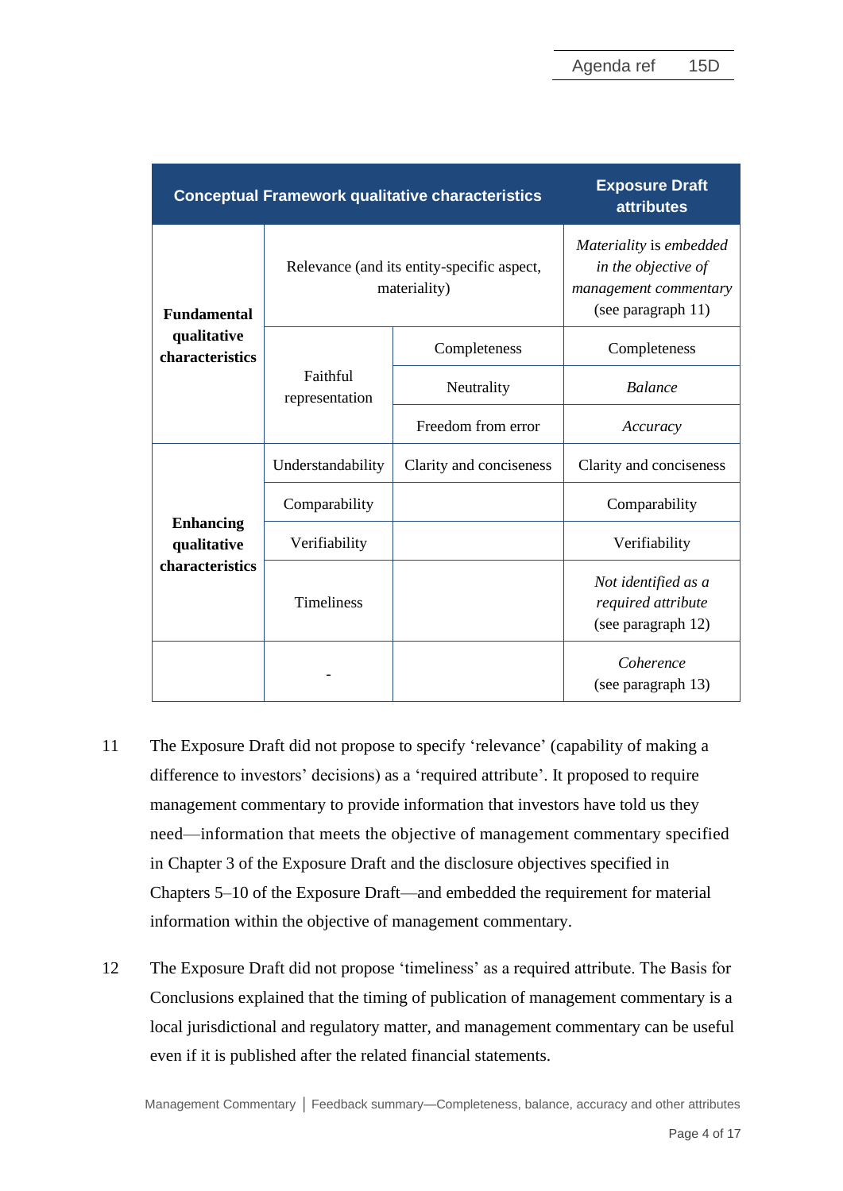| Conceptual Framework qualitative characteristics | | | Exposure Draft attributes |
|---|---|---|---|
| **Fundamental qualitative characteristics** | Relevance (and its entity-specific aspect, materiality) | | *Materiality* is *embedded in the objective of management commentary* (see paragraph 11) |
| | Faithful representation | Completeness | Completeness |
| | | Neutrality | *Balance* |
| | | Freedom from error | *Accuracy* |
| **Enhancing qualitative characteristics** | Understandability | Clarity and conciseness | Clarity and conciseness |
| | Comparability | | Comparability |
| | Verifiability | | Verifiability |
| | Timeliness | | *Not identified as a required attribute* (see paragraph 12) |
| | - | | *Coherence* (see paragraph 13) |

11 The Exposure Draft did not propose to specify 'relevance' (capability of making a difference to investors' decisions) as a 'required attribute'. It proposed to require management commentary to provide information that investors have told us they need—information that meets the objective of management commentary specified in Chapter 3 of the Exposure Draft and the disclosure objectives specified in Chapters 5–10 of the Exposure Draft—and embedded the requirement for material information within the objective of management commentary.

12 The Exposure Draft did not propose 'timeliness' as a required attribute. The Basis for Conclusions explained that the timing of publication of management commentary is a local jurisdictional and regulatory matter, and management commentary can be useful even if it is published after the related financial statements.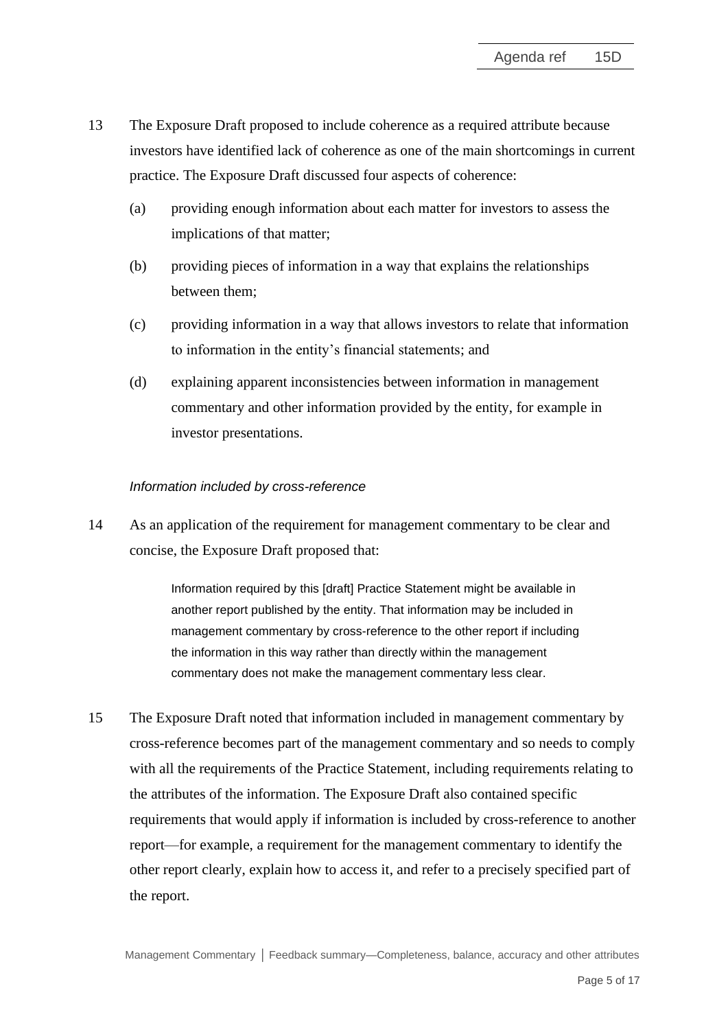13 The Exposure Draft proposed to include coherence as a required attribute because investors have identified lack of coherence as one of the main shortcomings in current practice. The Exposure Draft discussed four aspects of coherence:

(a) providing enough information about each matter for investors to assess the implications of that matter;

(b) providing pieces of information in a way that explains the relationships between them;

(c) providing information in a way that allows investors to relate that information to information in the entity's financial statements; and

(d) explaining apparent inconsistencies between information in management commentary and other information provided by the entity, for example in investor presentations.

*Information included by cross-reference*

14 As an application of the requirement for management commentary to be clear and concise, the Exposure Draft proposed that:

> Information required by this [draft] Practice Statement might be available in another report published by the entity. That information may be included in management commentary by cross-reference to the other report if including the information in this way rather than directly within the management commentary does not make the management commentary less clear.

15 The Exposure Draft noted that information included in management commentary by cross-reference becomes part of the management commentary and so needs to comply with all the requirements of the Practice Statement, including requirements relating to the attributes of the information. The Exposure Draft also contained specific requirements that would apply if information is included by cross-reference to another report—for example, a requirement for the management commentary to identify the other report clearly, explain how to access it, and refer to a precisely specified part of the report.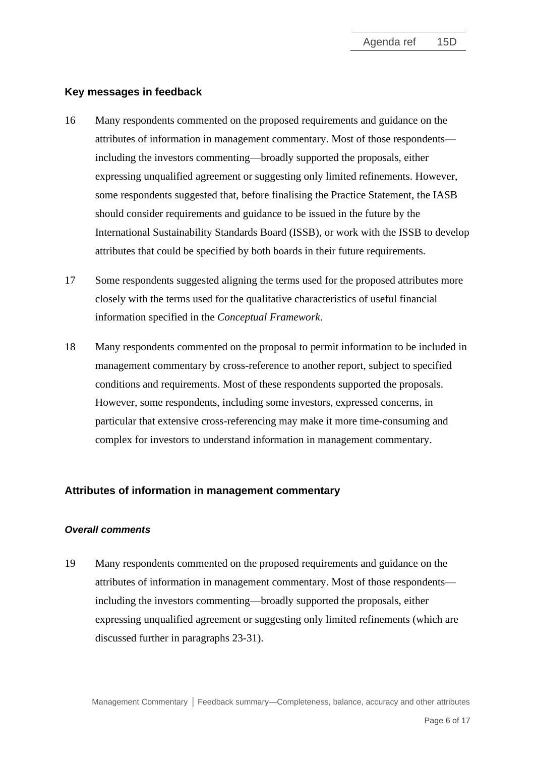## Key messages in feedback

16 Many respondents commented on the proposed requirements and guidance on the attributes of information in management commentary. Most of those respondents—including the investors commenting—broadly supported the proposals, either expressing unqualified agreement or suggesting only limited refinements. However, some respondents suggested that, before finalising the Practice Statement, the IASB should consider requirements and guidance to be issued in the future by the International Sustainability Standards Board (ISSB), or work with the ISSB to develop attributes that could be specified by both boards in their future requirements.

17 Some respondents suggested aligning the terms used for the proposed attributes more closely with the terms used for the qualitative characteristics of useful financial information specified in the *Conceptual Framework*.

18 Many respondents commented on the proposal to permit information to be included in management commentary by cross-reference to another report, subject to specified conditions and requirements. Most of these respondents supported the proposals. However, some respondents, including some investors, expressed concerns, in particular that extensive cross-referencing may make it more time-consuming and complex for investors to understand information in management commentary.

## Attributes of information in management commentary

### *Overall comments*

19 Many respondents commented on the proposed requirements and guidance on the attributes of information in management commentary. Most of those respondents—including the investors commenting—broadly supported the proposals, either expressing unqualified agreement or suggesting only limited refinements (which are discussed further in paragraphs 23-31).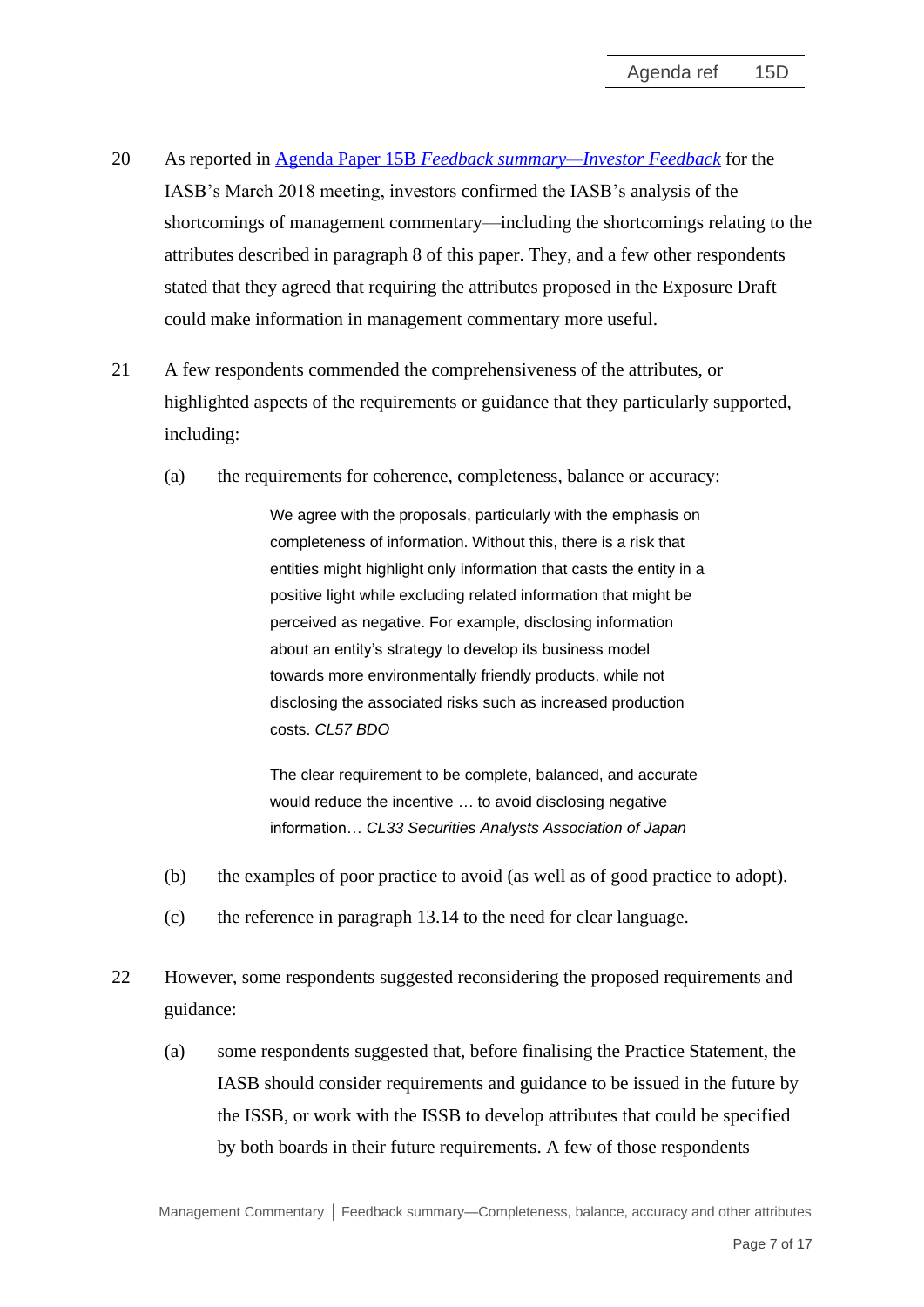20 As reported in [Agenda Paper 15B *Feedback summary—Investor Feedback*] for the IASB's March 2018 meeting, investors confirmed the IASB's analysis of the shortcomings of management commentary—including the shortcomings relating to the attributes described in paragraph 8 of this paper. They, and a few other respondents stated that they agreed that requiring the attributes proposed in the Exposure Draft could make information in management commentary more useful.

21 A few respondents commended the comprehensiveness of the attributes, or highlighted aspects of the requirements or guidance that they particularly supported, including:

(a) the requirements for coherence, completeness, balance or accuracy:

> We agree with the proposals, particularly with the emphasis on completeness of information. Without this, there is a risk that entities might highlight only information that casts the entity in a positive light while excluding related information that might be perceived as negative. For example, disclosing information about an entity's strategy to develop its business model towards more environmentally friendly products, while not disclosing the associated risks such as increased production costs. *CL57 BDO*

> The clear requirement to be complete, balanced, and accurate would reduce the incentive … to avoid disclosing negative information… *CL33 Securities Analysts Association of Japan*

(b) the examples of poor practice to avoid (as well as of good practice to adopt).

(c) the reference in paragraph 13.14 to the need for clear language.

22 However, some respondents suggested reconsidering the proposed requirements and guidance:

(a) some respondents suggested that, before finalising the Practice Statement, the IASB should consider requirements and guidance to be issued in the future by the ISSB, or work with the ISSB to develop attributes that could be specified by both boards in their future requirements. A few of those respondents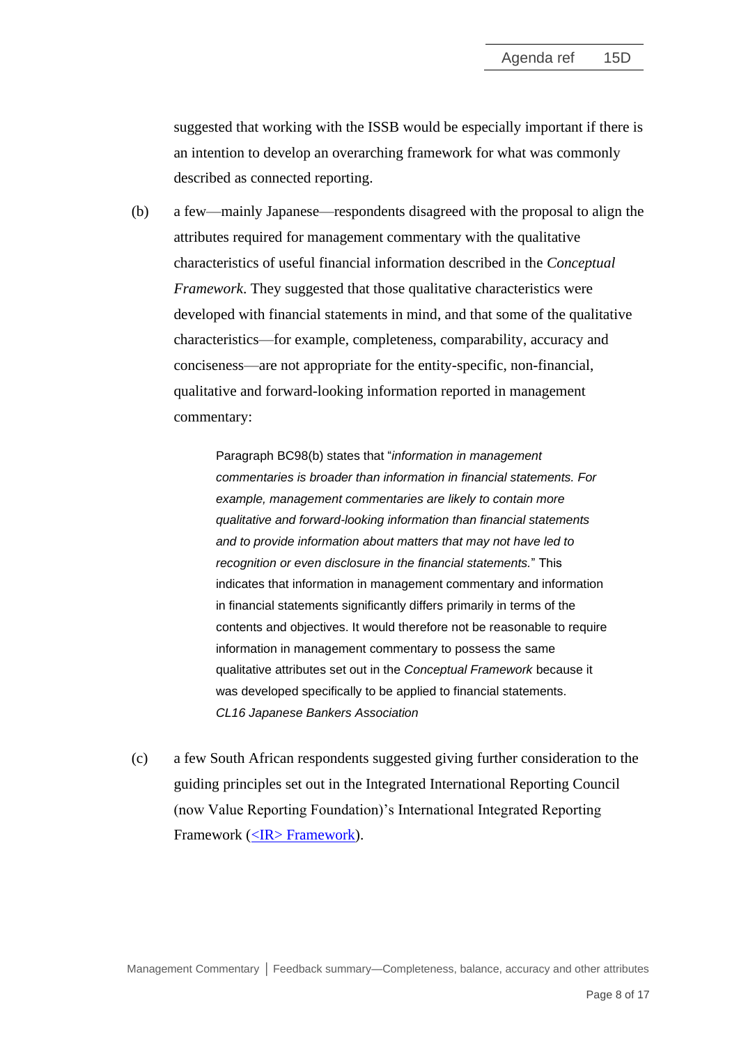suggested that working with the ISSB would be especially important if there is an intention to develop an overarching framework for what was commonly described as connected reporting.

(b) a few—mainly Japanese—respondents disagreed with the proposal to align the attributes required for management commentary with the qualitative characteristics of useful financial information described in the *Conceptual Framework*. They suggested that those qualitative characteristics were developed with financial statements in mind, and that some of the qualitative characteristics—for example, completeness, comparability, accuracy and conciseness—are not appropriate for the entity-specific, non-financial, qualitative and forward-looking information reported in management commentary:

> Paragraph BC98(b) states that "*information in management commentaries is broader than information in financial statements. For example, management commentaries are likely to contain more qualitative and forward-looking information than financial statements and to provide information about matters that may not have led to recognition or even disclosure in the financial statements.*" This indicates that information in management commentary and information in financial statements significantly differs primarily in terms of the contents and objectives. It would therefore not be reasonable to require information in management commentary to possess the same qualitative attributes set out in the *Conceptual Framework* because it was developed specifically to be applied to financial statements.
> *CL16 Japanese Bankers Association*

(c) a few South African respondents suggested giving further consideration to the guiding principles set out in the Integrated International Reporting Council (now Value Reporting Foundation)'s International Integrated Reporting Framework (<IR> Framework).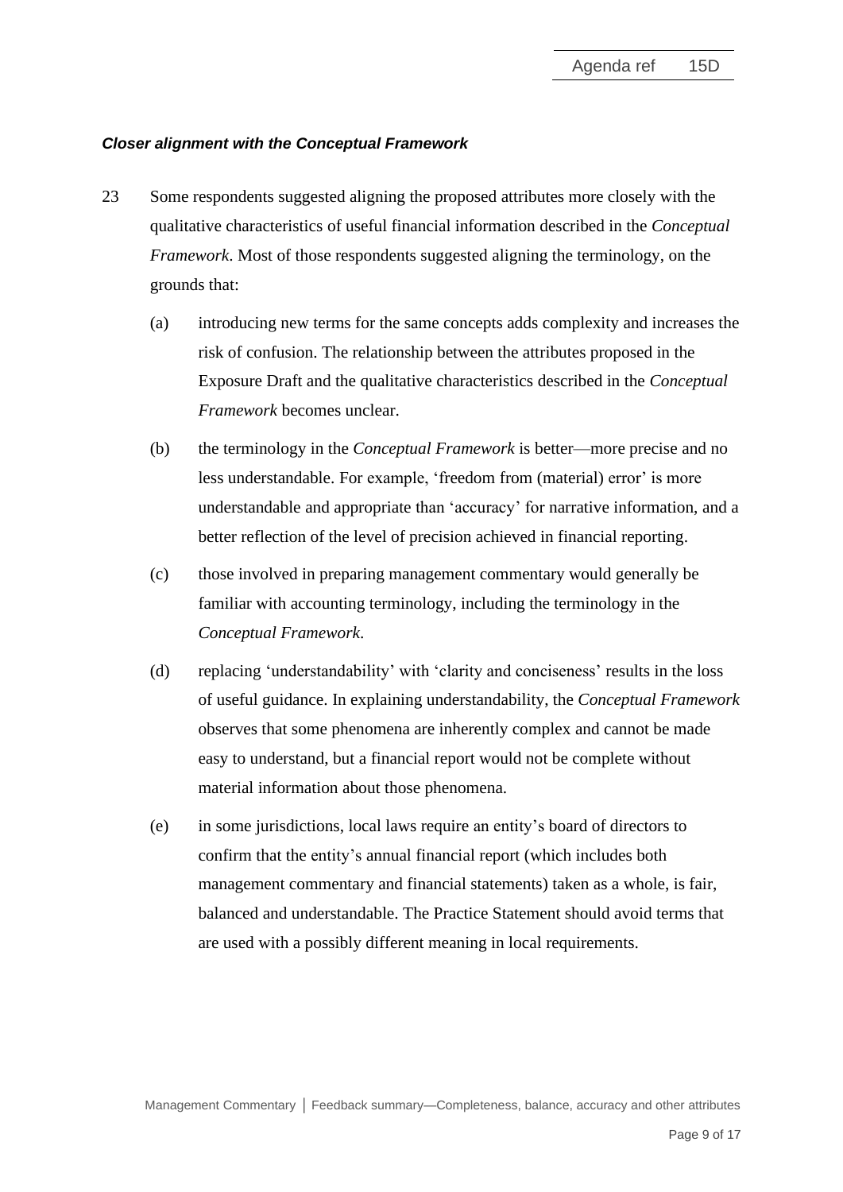### *Closer alignment with the Conceptual Framework*

23 Some respondents suggested aligning the proposed attributes more closely with the qualitative characteristics of useful financial information described in the *Conceptual Framework*. Most of those respondents suggested aligning the terminology, on the grounds that:

(a) introducing new terms for the same concepts adds complexity and increases the risk of confusion. The relationship between the attributes proposed in the Exposure Draft and the qualitative characteristics described in the *Conceptual Framework* becomes unclear.

(b) the terminology in the *Conceptual Framework* is better—more precise and no less understandable. For example, 'freedom from (material) error' is more understandable and appropriate than 'accuracy' for narrative information, and a better reflection of the level of precision achieved in financial reporting.

(c) those involved in preparing management commentary would generally be familiar with accounting terminology, including the terminology in the *Conceptual Framework*.

(d) replacing 'understandability' with 'clarity and conciseness' results in the loss of useful guidance. In explaining understandability, the *Conceptual Framework* observes that some phenomena are inherently complex and cannot be made easy to understand, but a financial report would not be complete without material information about those phenomena.

(e) in some jurisdictions, local laws require an entity's board of directors to confirm that the entity's annual financial report (which includes both management commentary and financial statements) taken as a whole, is fair, balanced and understandable. The Practice Statement should avoid terms that are used with a possibly different meaning in local requirements.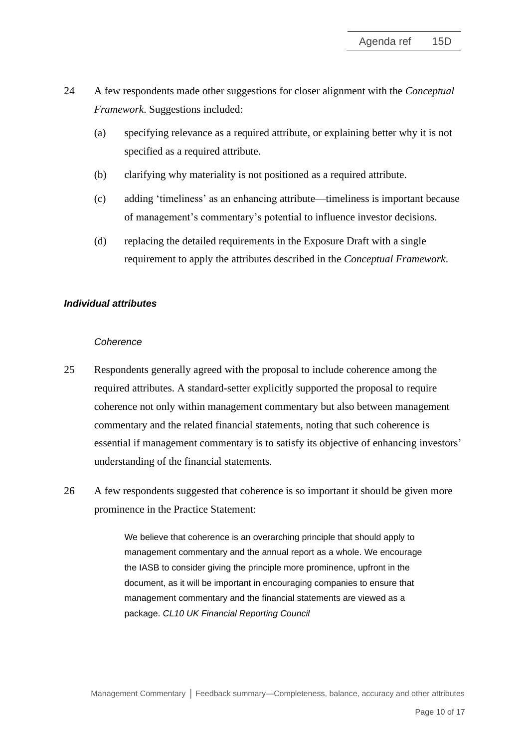24 A few respondents made other suggestions for closer alignment with the *Conceptual Framework*. Suggestions included:

(a) specifying relevance as a required attribute, or explaining better why it is not specified as a required attribute.

(b) clarifying why materiality is not positioned as a required attribute.

(c) adding 'timeliness' as an enhancing attribute—timeliness is important because of management's commentary's potential to influence investor decisions.

(d) replacing the detailed requirements in the Exposure Draft with a single requirement to apply the attributes described in the *Conceptual Framework*.

### *Individual attributes*

#### *Coherence*

25 Respondents generally agreed with the proposal to include coherence among the required attributes. A standard-setter explicitly supported the proposal to require coherence not only within management commentary but also between management commentary and the related financial statements, noting that such coherence is essential if management commentary is to satisfy its objective of enhancing investors' understanding of the financial statements.

26 A few respondents suggested that coherence is so important it should be given more prominence in the Practice Statement:

> We believe that coherence is an overarching principle that should apply to management commentary and the annual report as a whole. We encourage the IASB to consider giving the principle more prominence, upfront in the document, as it will be important in encouraging companies to ensure that management commentary and the financial statements are viewed as a package. *CL10 UK Financial Reporting Council*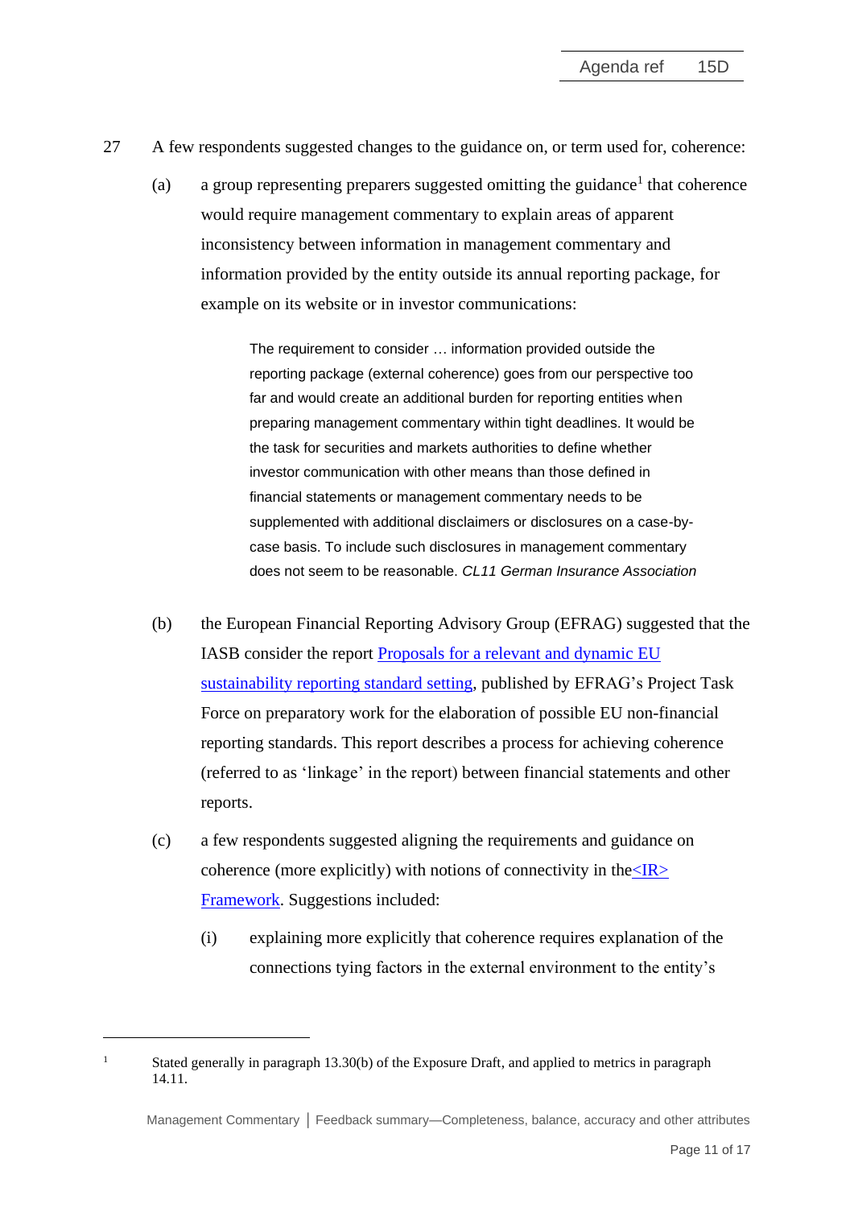27 A few respondents suggested changes to the guidance on, or term used for, coherence:

(a) a group representing preparers suggested omitting the guidance[1] that coherence would require management commentary to explain areas of apparent inconsistency between information in management commentary and information provided by the entity outside its annual reporting package, for example on its website or in investor communications:

> The requirement to consider … information provided outside the reporting package (external coherence) goes from our perspective too far and would create an additional burden for reporting entities when preparing management commentary within tight deadlines. It would be the task for securities and markets authorities to define whether investor communication with other means than those defined in financial statements or management commentary needs to be supplemented with additional disclaimers or disclosures on a case-by-case basis. To include such disclosures in management commentary does not seem to be reasonable. *CL11 German Insurance Association*

(b) the European Financial Reporting Advisory Group (EFRAG) suggested that the IASB consider the report Proposals for a relevant and dynamic EU sustainability reporting standard setting, published by EFRAG's Project Task Force on preparatory work for the elaboration of possible EU non-financial reporting standards. This report describes a process for achieving coherence (referred to as 'linkage' in the report) between financial statements and other reports.

(c) a few respondents suggested aligning the requirements and guidance on coherence (more explicitly) with notions of connectivity in the <IR> Framework. Suggestions included:

(i) explaining more explicitly that coherence requires explanation of the connections tying factors in the external environment to the entity's

---

[1] Stated generally in paragraph 13.30(b) of the Exposure Draft, and applied to metrics in paragraph 14.11.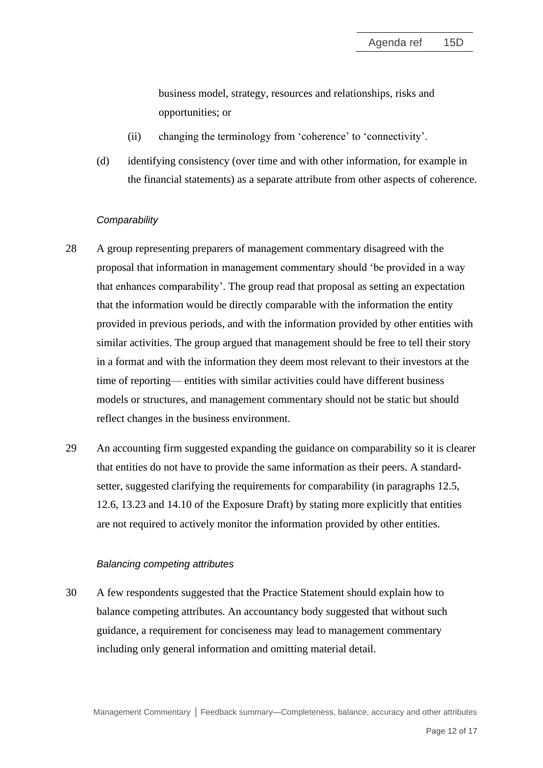business model, strategy, resources and relationships, risks and opportunities; or

(ii) changing the terminology from 'coherence' to 'connectivity'.

(d) identifying consistency (over time and with other information, for example in the financial statements) as a separate attribute from other aspects of coherence.

*Comparability*

28 A group representing preparers of management commentary disagreed with the proposal that information in management commentary should 'be provided in a way that enhances comparability'. The group read that proposal as setting an expectation that the information would be directly comparable with the information the entity provided in previous periods, and with the information provided by other entities with similar activities. The group argued that management should be free to tell their story in a format and with the information they deem most relevant to their investors at the time of reporting— entities with similar activities could have different business models or structures, and management commentary should not be static but should reflect changes in the business environment.

29 An accounting firm suggested expanding the guidance on comparability so it is clearer that entities do not have to provide the same information as their peers. A standard-setter, suggested clarifying the requirements for comparability (in paragraphs 12.5, 12.6, 13.23 and 14.10 of the Exposure Draft) by stating more explicitly that entities are not required to actively monitor the information provided by other entities.

*Balancing competing attributes*

30 A few respondents suggested that the Practice Statement should explain how to balance competing attributes. An accountancy body suggested that without such guidance, a requirement for conciseness may lead to management commentary including only general information and omitting material detail.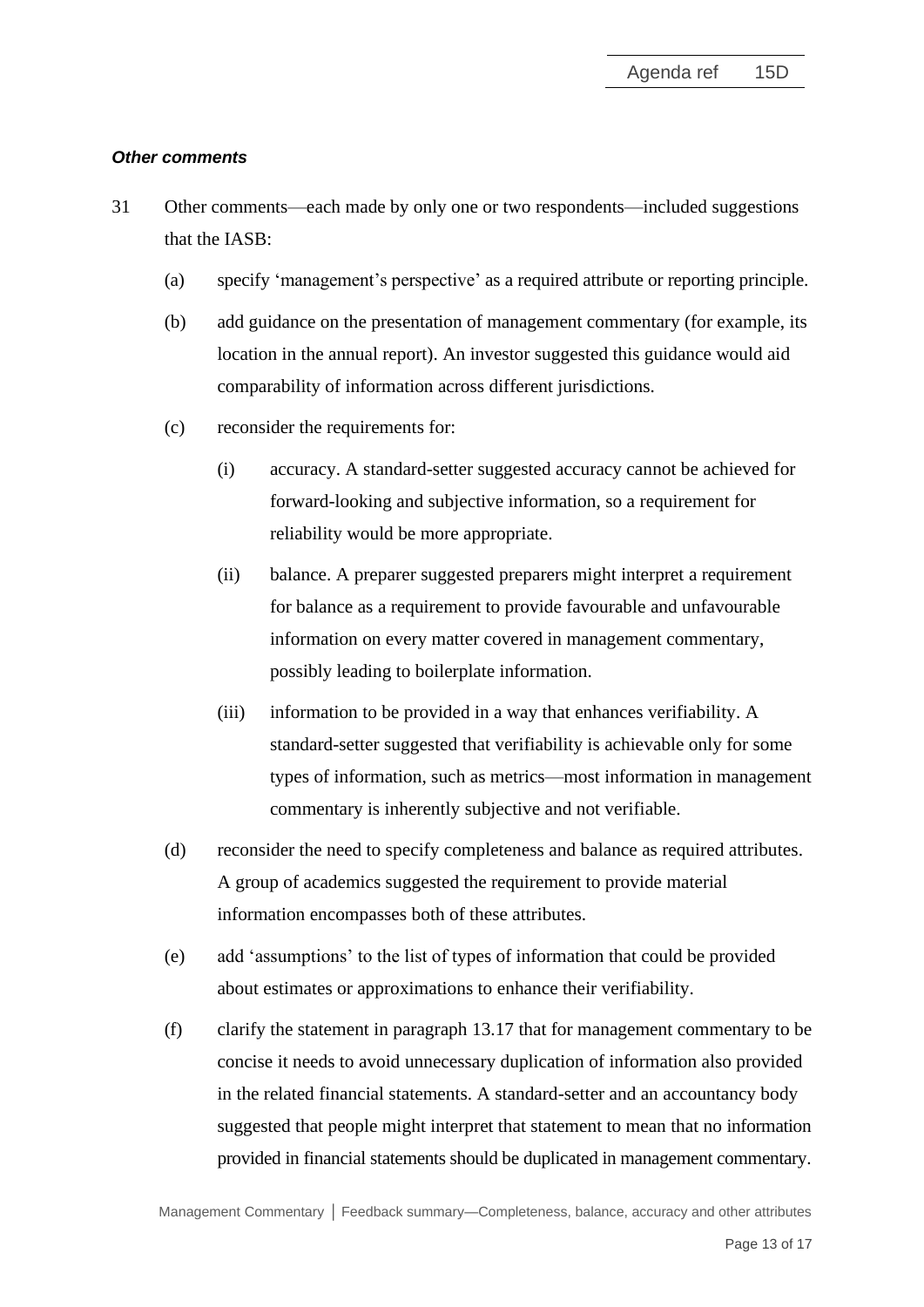### *Other comments*

31 Other comments—each made by only one or two respondents—included suggestions that the IASB:

(a) specify 'management's perspective' as a required attribute or reporting principle.

(b) add guidance on the presentation of management commentary (for example, its location in the annual report). An investor suggested this guidance would aid comparability of information across different jurisdictions.

(c) reconsider the requirements for:

  (i) accuracy. A standard-setter suggested accuracy cannot be achieved for forward-looking and subjective information, so a requirement for reliability would be more appropriate.

  (ii) balance. A preparer suggested preparers might interpret a requirement for balance as a requirement to provide favourable and unfavourable information on every matter covered in management commentary, possibly leading to boilerplate information.

  (iii) information to be provided in a way that enhances verifiability. A standard-setter suggested that verifiability is achievable only for some types of information, such as metrics—most information in management commentary is inherently subjective and not verifiable.

(d) reconsider the need to specify completeness and balance as required attributes. A group of academics suggested the requirement to provide material information encompasses both of these attributes.

(e) add 'assumptions' to the list of types of information that could be provided about estimates or approximations to enhance their verifiability.

(f) clarify the statement in paragraph 13.17 that for management commentary to be concise it needs to avoid unnecessary duplication of information also provided in the related financial statements. A standard-setter and an accountancy body suggested that people might interpret that statement to mean that no information provided in financial statements should be duplicated in management commentary.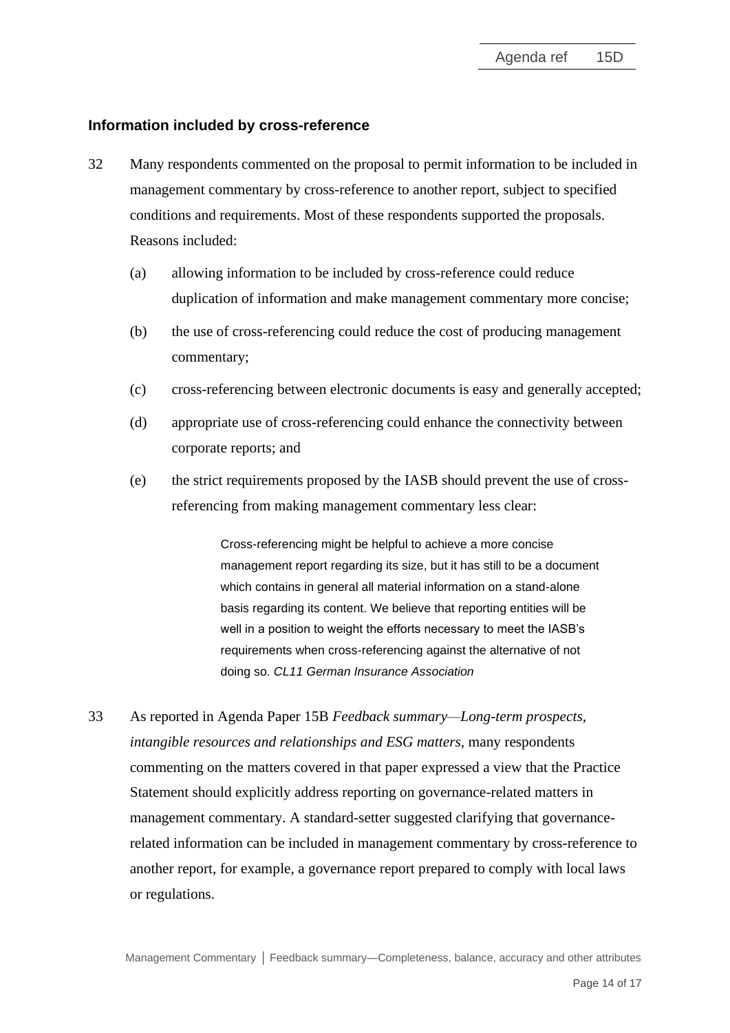### Information included by cross-reference

32 Many respondents commented on the proposal to permit information to be included in management commentary by cross-reference to another report, subject to specified conditions and requirements. Most of these respondents supported the proposals. Reasons included:

(a) allowing information to be included by cross-reference could reduce duplication of information and make management commentary more concise;

(b) the use of cross-referencing could reduce the cost of producing management commentary;

(c) cross-referencing between electronic documents is easy and generally accepted;

(d) appropriate use of cross-referencing could enhance the connectivity between corporate reports; and

(e) the strict requirements proposed by the IASB should prevent the use of cross-referencing from making management commentary less clear:

> Cross-referencing might be helpful to achieve a more concise management report regarding its size, but it has still to be a document which contains in general all material information on a stand-alone basis regarding its content. We believe that reporting entities will be well in a position to weight the efforts necessary to meet the IASB's requirements when cross-referencing against the alternative of not doing so. *CL11 German Insurance Association*

33 As reported in Agenda Paper 15B *Feedback summary—Long-term prospects, intangible resources and relationships and ESG matters*, many respondents commenting on the matters covered in that paper expressed a view that the Practice Statement should explicitly address reporting on governance-related matters in management commentary. A standard-setter suggested clarifying that governance-related information can be included in management commentary by cross-reference to another report, for example, a governance report prepared to comply with local laws or regulations.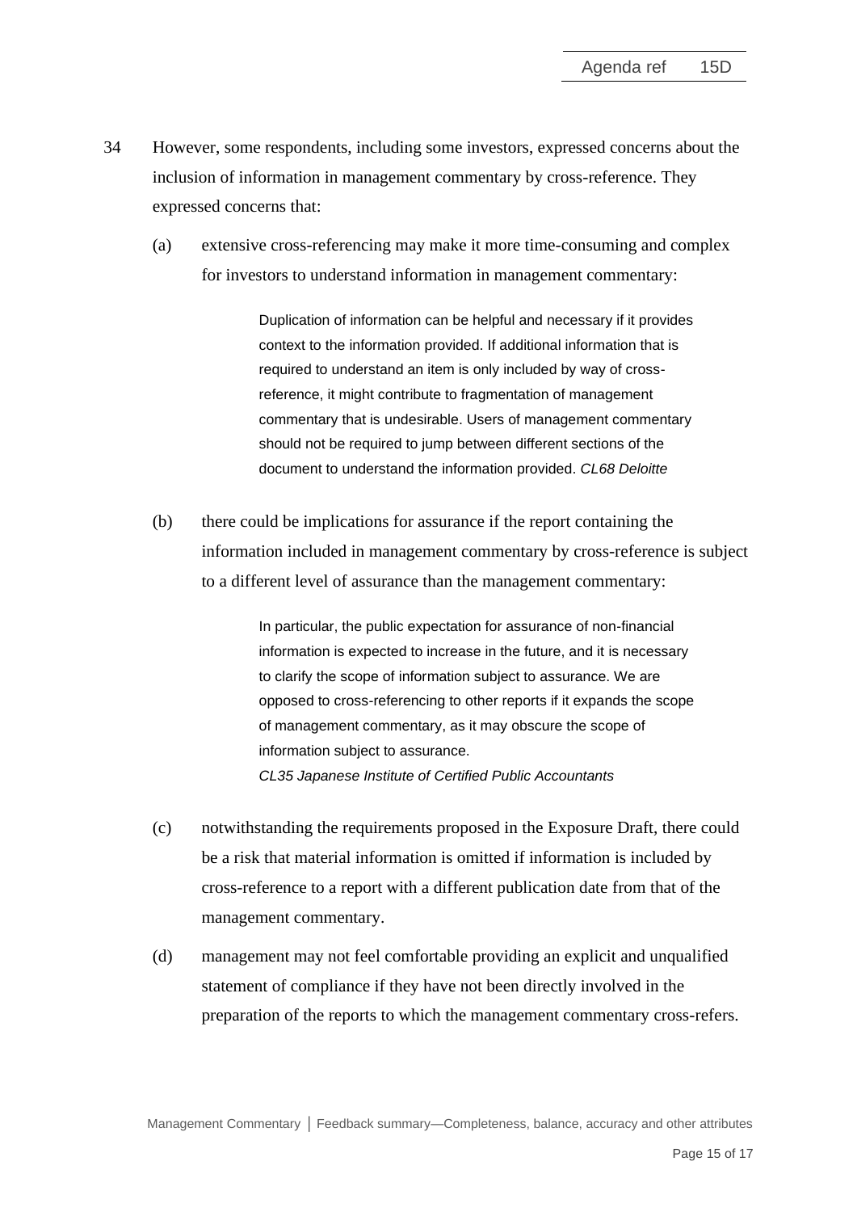34 However, some respondents, including some investors, expressed concerns about the inclusion of information in management commentary by cross-reference. They expressed concerns that:

(a) extensive cross-referencing may make it more time-consuming and complex for investors to understand information in management commentary:

> Duplication of information can be helpful and necessary if it provides context to the information provided. If additional information that is required to understand an item is only included by way of cross-reference, it might contribute to fragmentation of management commentary that is undesirable. Users of management commentary should not be required to jump between different sections of the document to understand the information provided. *CL68 Deloitte*

(b) there could be implications for assurance if the report containing the information included in management commentary by cross-reference is subject to a different level of assurance than the management commentary:

> In particular, the public expectation for assurance of non-financial information is expected to increase in the future, and it is necessary to clarify the scope of information subject to assurance. We are opposed to cross-referencing to other reports if it expands the scope of management commentary, as it may obscure the scope of information subject to assurance.
> *CL35 Japanese Institute of Certified Public Accountants*

(c) notwithstanding the requirements proposed in the Exposure Draft, there could be a risk that material information is omitted if information is included by cross-reference to a report with a different publication date from that of the management commentary.

(d) management may not feel comfortable providing an explicit and unqualified statement of compliance if they have not been directly involved in the preparation of the reports to which the management commentary cross-refers.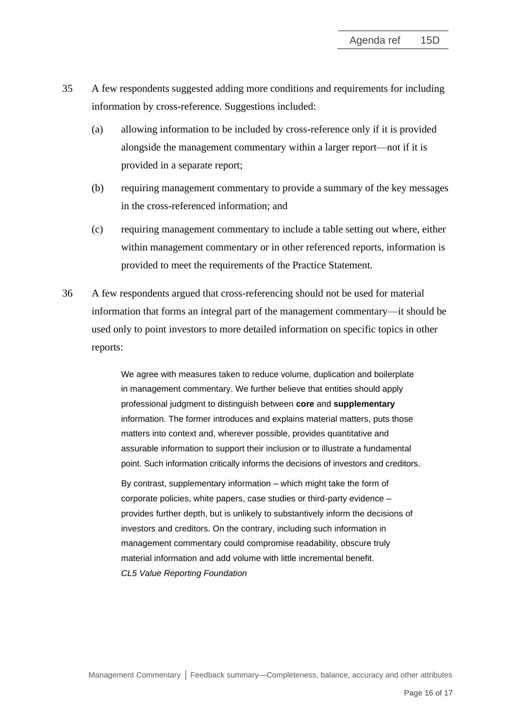35 A few respondents suggested adding more conditions and requirements for including information by cross-reference. Suggestions included:

   (a) allowing information to be included by cross-reference only if it is provided alongside the management commentary within a larger report—not if it is provided in a separate report;

   (b) requiring management commentary to provide a summary of the key messages in the cross-referenced information; and

   (c) requiring management commentary to include a table setting out where, either within management commentary or in other referenced reports, information is provided to meet the requirements of the Practice Statement.

36 A few respondents argued that cross-referencing should not be used for material information that forms an integral part of the management commentary—it should be used only to point investors to more detailed information on specific topics in other reports:

> We agree with measures taken to reduce volume, duplication and boilerplate in management commentary. We further believe that entities should apply professional judgment to distinguish between **core** and **supplementary** information. The former introduces and explains material matters, puts those matters into context and, wherever possible, provides quantitative and assurable information to support their inclusion or to illustrate a fundamental point. Such information critically informs the decisions of investors and creditors.
>
> By contrast, supplementary information – which might take the form of corporate policies, white papers, case studies or third-party evidence – provides further depth, but is unlikely to substantively inform the decisions of investors and creditors. On the contrary, including such information in management commentary could compromise readability, obscure truly material information and add volume with little incremental benefit.
> *CL5 Value Reporting Foundation*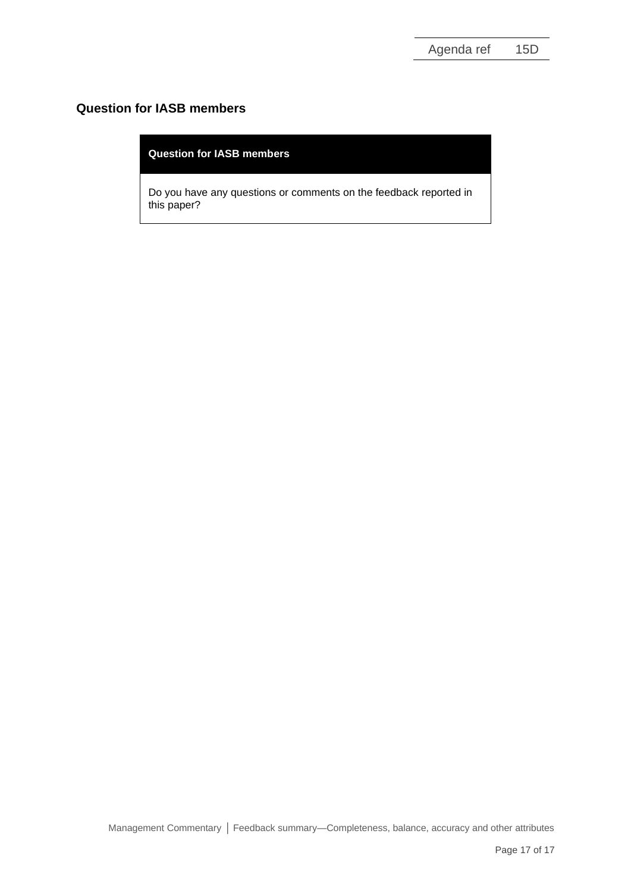## Question for IASB members

| Question for IASB members |
| --- |
| Do you have any questions or comments on the feedback reported in this paper? |